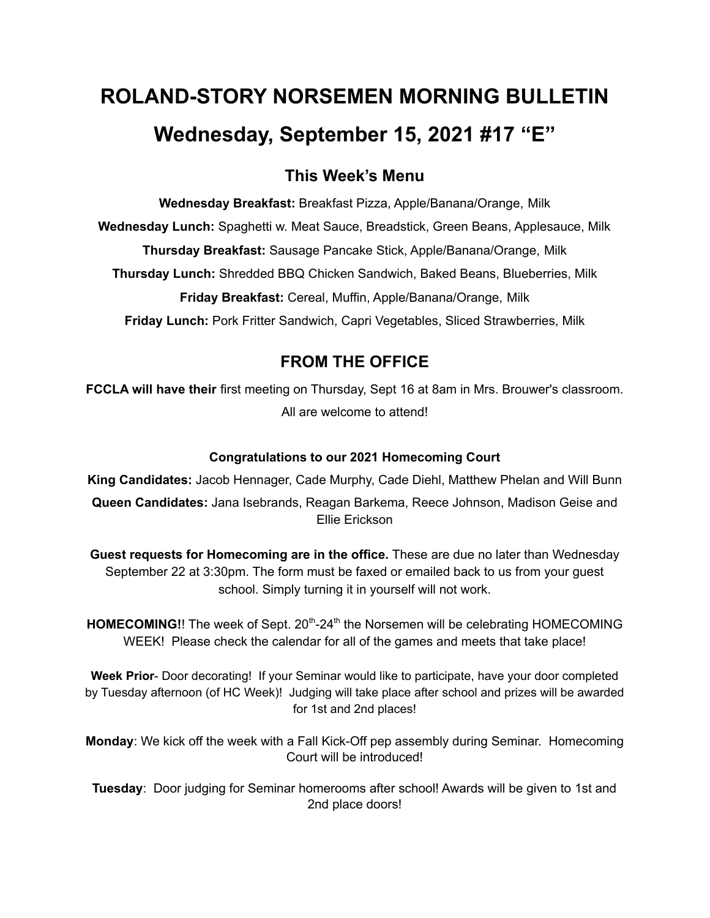# ROLAND-STORY NORSEMEN MORNING BULLETIN

# Wednesday, September 15, 2021 #17 "E"

## This Week's Menu

**Wednesday Breakfast:** Breakfast Pizza, Apple/Banana/Orange, Milk

**Wednesday Lunch:** Spaghetti w. Meat Sauce, Breadstick, Green Beans, Applesauce, Milk

**Thursday Breakfast:** Sausage Pancake Stick, Apple/Banana/Orange, Milk

**Thursday Lunch:** Shredded BBQ Chicken Sandwich, Baked Beans, Blueberries, Milk

**Friday Breakfast:** Cereal, Muffin, Apple/Banana/Orange, Milk

**Friday Lunch:** Pork Fritter Sandwich, Capri Vegetables, Sliced Strawberries, Milk

## FROM THE OFFICE

**FCCLA will have their** first meeting on Thursday, Sept 16 at 8am in Mrs. Brouwer's classroom. All are welcome to attend!

**Congratulations to our 2021 Homecoming Court**

**King Candidates:** Jacob Hennager, Cade Murphy, Cade Diehl, Matthew Phelan and Will Bunn

**Queen Candidates:** Jana Isebrands, Reagan Barkema, Reece Johnson, Madison Geise and Ellie Erickson

**Guest requests for Homecoming are in the office.** These are due no later than Wednesday September 22 at 3:30pm. The form must be faxed or emailed back to us from your guest school. Simply turning it in yourself will not work.

**HOMECOMING!**! The week of Sept. 20th-24th the Norsemen will be celebrating HOMECOMING WEEK! Please check the calendar for all of the games and meets that take place!

**Week Prior**- Door decorating! If your Seminar would like to participate, have your door completed by Tuesday afternoon (of HC Week)! Judging will take place after school and prizes will be awarded for 1st and 2nd places!

**Monday**: We kick off the week with a Fall Kick-Off pep assembly during Seminar. Homecoming Court will be introduced!

**Tuesday**: Door judging for Seminar homerooms after school! Awards will be given to 1st and 2nd place doors!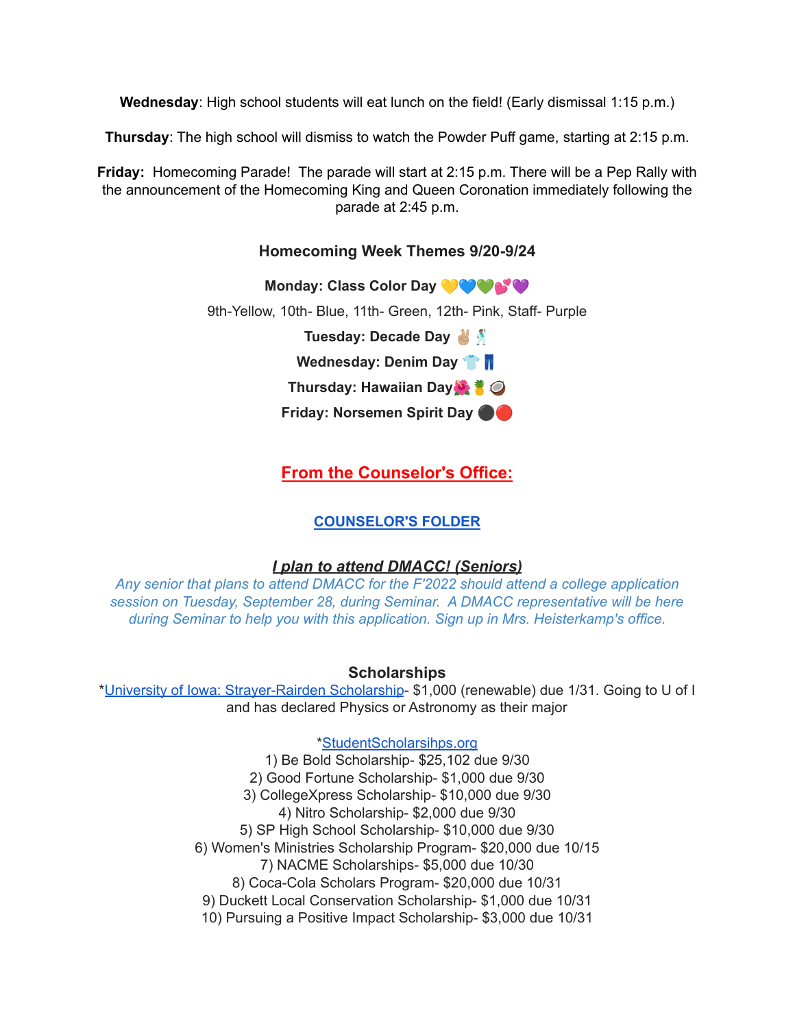**Wednesday**: High school students will eat lunch on the field! (Early dismissal 1:15 p.m.)

**Thursday**: The high school will dismiss to watch the Powder Puff game, starting at 2:15 p.m.

**Friday:** Homecoming Parade! The parade will start at 2:15 p.m. There will be a Pep Rally with the announcement of the Homecoming King and Queen Coronation immediately following the parade at 2:45 p.m.

### Homecoming Week Themes 9/20-9/24

**Monday: Class Color Day** 💛💙💚💕💜

9th-Yellow, 10th- Blue, 11th- Green, 12th- Pink, Staff- Purple

**Tuesday: Decade Day** ✌🏽🕺

**Wednesday: Denim Day** 👕👖

**Thursday: Hawaiian Day**🌺🍍🥥

**Friday: Norsemen Spirit Day** ⚫🔴

## From the Counselor's Office:

### COUNSELOR'S FOLDER

### *I plan to attend DMACC! (Seniors)*

*Any senior that plans to attend DMACC for the F'2022 should attend a college application session on Tuesday, September 28, during Seminar. A DMACC representative will be here during Seminar to help you with this application. Sign up in Mrs. Heisterkamp's office.*

### Scholarships

*University of Iowa: Strayer-Rairden Scholarship- $1,000 (renewable) due 1/31. Going to U of I and has declared Physics or Astronomy as their major

*StudentScholarsihps.org

1) Be Bold Scholarship- $25,102 due 9/30
2) Good Fortune Scholarship- $1,000 due 9/30
3) CollegeXpress Scholarship- $10,000 due 9/30
4) Nitro Scholarship- $2,000 due 9/30
5) SP High School Scholarship- $10,000 due 9/30
6) Women's Ministries Scholarship Program- $20,000 due 10/15
7) NACME Scholarships- $5,000 due 10/30
8) Coca-Cola Scholars Program- $20,000 due 10/31
9) Duckett Local Conservation Scholarship- $1,000 due 10/31
10) Pursuing a Positive Impact Scholarship- $3,000 due 10/31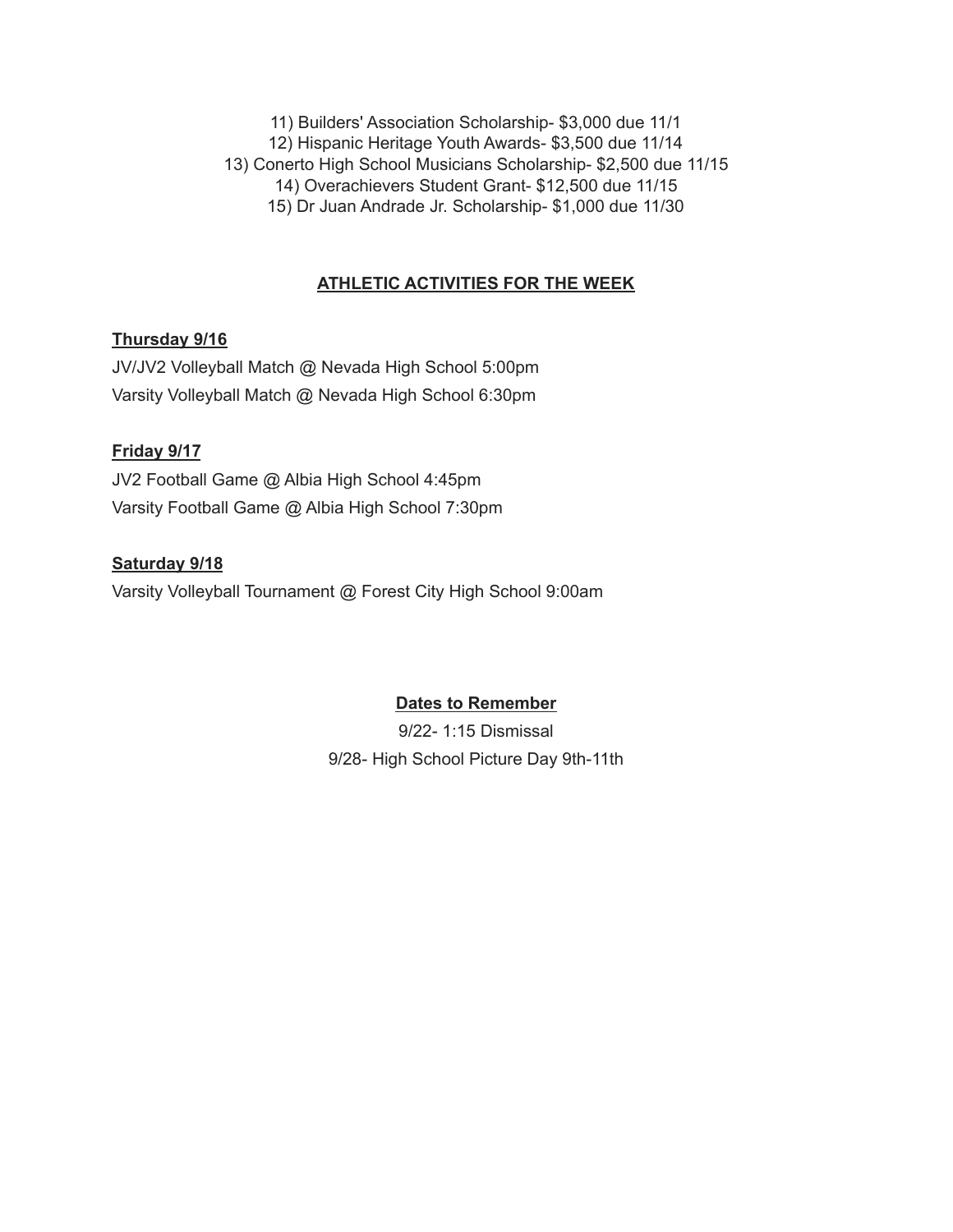11) Builders' Association Scholarship- $3,000 due 11/1
12) Hispanic Heritage Youth Awards- $3,500 due 11/14
13) Conerto High School Musicians Scholarship- $2,500 due 11/15
14) Overachievers Student Grant- $12,500 due 11/15
15) Dr Juan Andrade Jr. Scholarship- $1,000 due 11/30

## ATHLETIC ACTIVITIES FOR THE WEEK

**Thursday 9/16**

JV/JV2 Volleyball Match @ Nevada High School 5:00pm
Varsity Volleyball Match @ Nevada High School 6:30pm

**Friday 9/17**

JV2 Football Game @ Albia High School 4:45pm
Varsity Football Game @ Albia High School 7:30pm

**Saturday 9/18**

Varsity Volleyball Tournament @ Forest City High School 9:00am

## Dates to Remember

9/22- 1:15 Dismissal
9/28- High School Picture Day 9th-11th